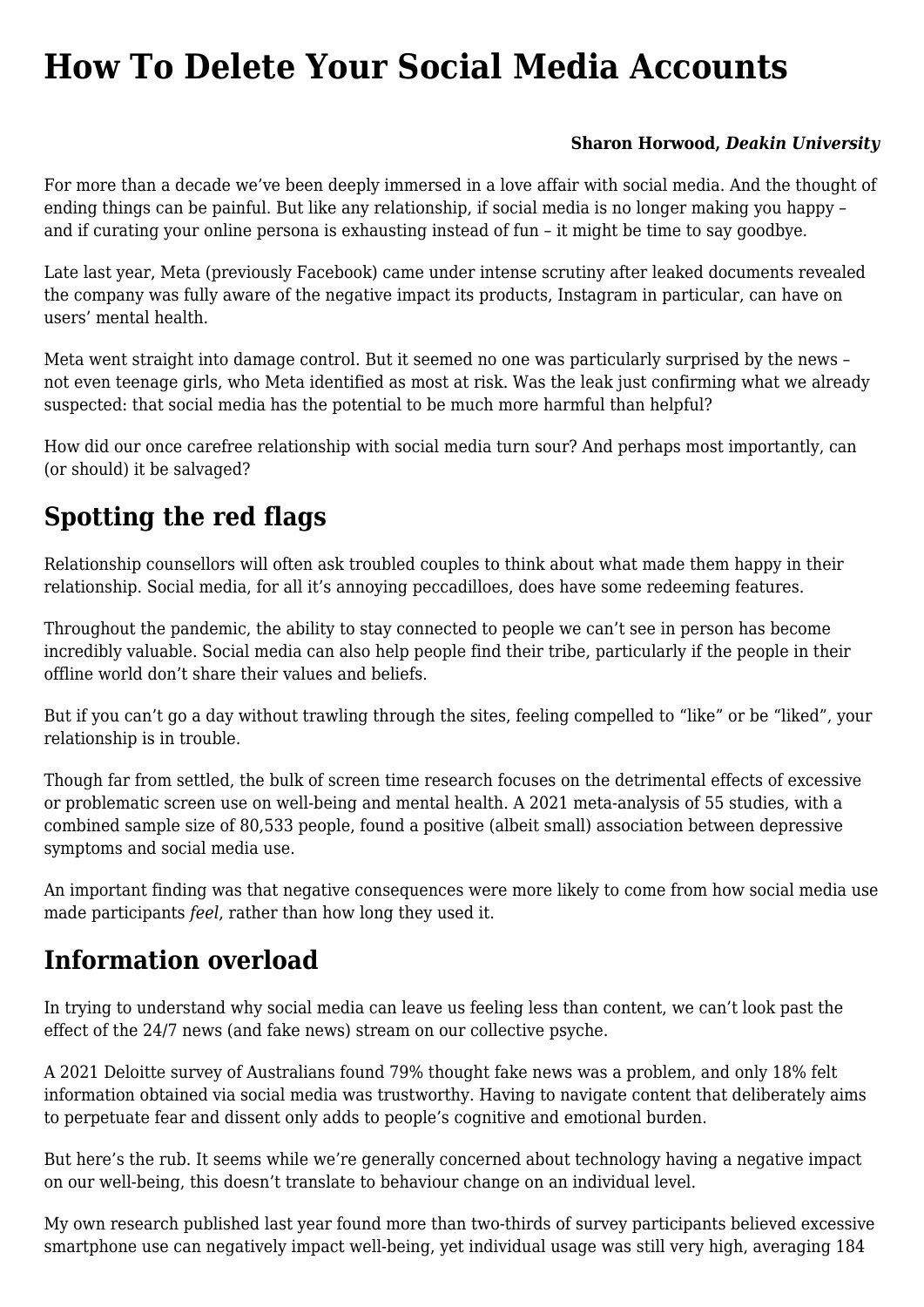# How To Delete Your Social Media Accounts

**Sharon Horwood, *Deakin University***

For more than a decade we've been deeply immersed in a love affair with social media. And the thought of ending things can be painful. But like any relationship, if social media is no longer making you happy – and if curating your online persona is exhausting instead of fun – it might be time to say goodbye.

Late last year, Meta (previously Facebook) came under intense scrutiny after leaked documents revealed the company was fully aware of the negative impact its products, Instagram in particular, can have on users' mental health.

Meta went straight into damage control. But it seemed no one was particularly surprised by the news – not even teenage girls, who Meta identified as most at risk. Was the leak just confirming what we already suspected: that social media has the potential to be much more harmful than helpful?

How did our once carefree relationship with social media turn sour? And perhaps most importantly, can (or should) it be salvaged?

## Spotting the red flags

Relationship counsellors will often ask troubled couples to think about what made them happy in their relationship. Social media, for all it's annoying peccadilloes, does have some redeeming features.

Throughout the pandemic, the ability to stay connected to people we can't see in person has become incredibly valuable. Social media can also help people find their tribe, particularly if the people in their offline world don't share their values and beliefs.

But if you can't go a day without trawling through the sites, feeling compelled to "like" or be "liked", your relationship is in trouble.

Though far from settled, the bulk of screen time research focuses on the detrimental effects of excessive or problematic screen use on well-being and mental health. A 2021 meta-analysis of 55 studies, with a combined sample size of 80,533 people, found a positive (albeit small) association between depressive symptoms and social media use.

An important finding was that negative consequences were more likely to come from how social media use made participants *feel*, rather than how long they used it.

## Information overload

In trying to understand why social media can leave us feeling less than content, we can't look past the effect of the 24/7 news (and fake news) stream on our collective psyche.

A 2021 Deloitte survey of Australians found 79% thought fake news was a problem, and only 18% felt information obtained via social media was trustworthy. Having to navigate content that deliberately aims to perpetuate fear and dissent only adds to people's cognitive and emotional burden.

But here's the rub. It seems while we're generally concerned about technology having a negative impact on our well-being, this doesn't translate to behaviour change on an individual level.

My own research published last year found more than two-thirds of survey participants believed excessive smartphone use can negatively impact well-being, yet individual usage was still very high, averaging 184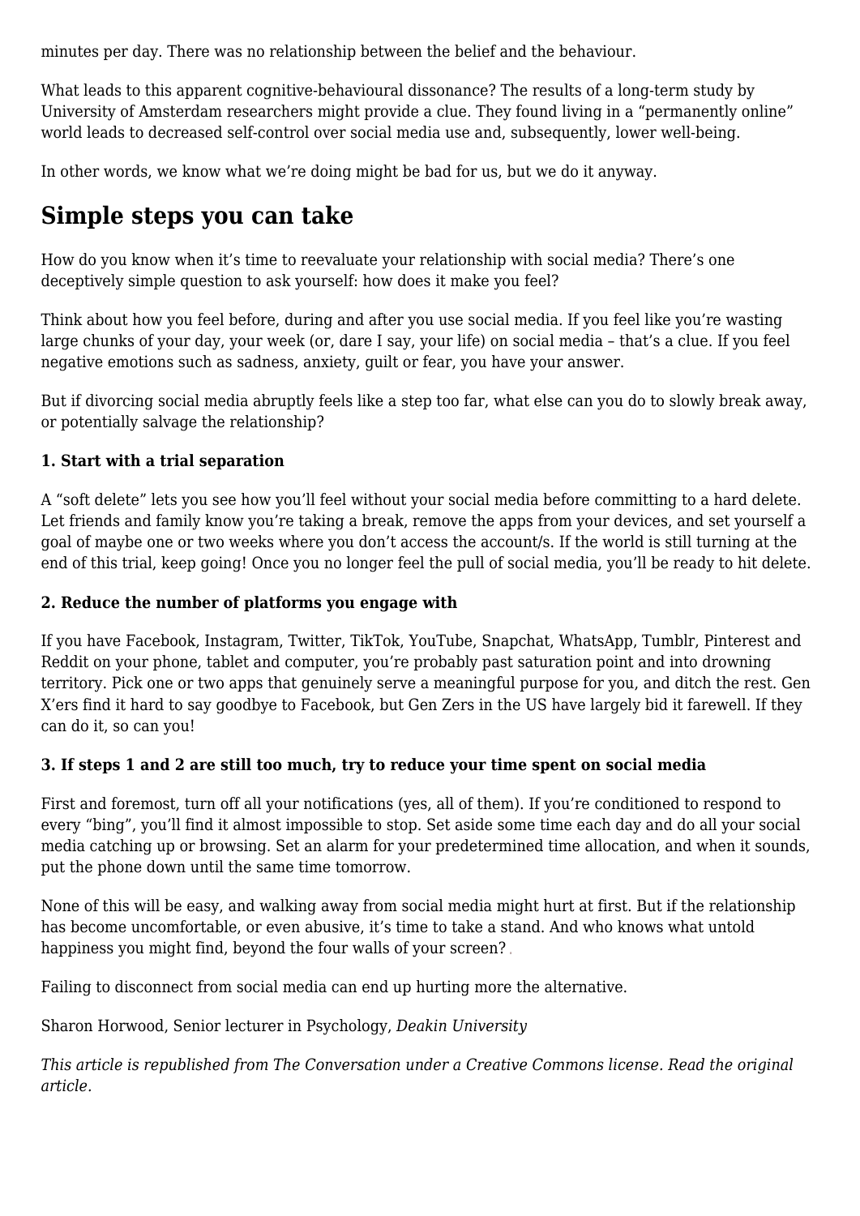minutes per day. There was no relationship between the belief and the behaviour.

What leads to this apparent cognitive-behavioural dissonance? The results of a long-term study by University of Amsterdam researchers might provide a clue. They found living in a "permanently online" world leads to decreased self-control over social media use and, subsequently, lower well-being.

In other words, we know what we're doing might be bad for us, but we do it anyway.

## Simple steps you can take

How do you know when it's time to reevaluate your relationship with social media? There's one deceptively simple question to ask yourself: how does it make you feel?

Think about how you feel before, during and after you use social media. If you feel like you're wasting large chunks of your day, your week (or, dare I say, your life) on social media – that's a clue. If you feel negative emotions such as sadness, anxiety, guilt or fear, you have your answer.

But if divorcing social media abruptly feels like a step too far, what else can you do to slowly break away, or potentially salvage the relationship?

**1. Start with a trial separation**

A "soft delete" lets you see how you'll feel without your social media before committing to a hard delete. Let friends and family know you're taking a break, remove the apps from your devices, and set yourself a goal of maybe one or two weeks where you don't access the account/s. If the world is still turning at the end of this trial, keep going! Once you no longer feel the pull of social media, you'll be ready to hit delete.

**2. Reduce the number of platforms you engage with**

If you have Facebook, Instagram, Twitter, TikTok, YouTube, Snapchat, WhatsApp, Tumblr, Pinterest and Reddit on your phone, tablet and computer, you're probably past saturation point and into drowning territory. Pick one or two apps that genuinely serve a meaningful purpose for you, and ditch the rest. Gen X'ers find it hard to say goodbye to Facebook, but Gen Zers in the US have largely bid it farewell. If they can do it, so can you!

**3. If steps 1 and 2 are still too much, try to reduce your time spent on social media**

First and foremost, turn off all your notifications (yes, all of them). If you're conditioned to respond to every "bing", you'll find it almost impossible to stop. Set aside some time each day and do all your social media catching up or browsing. Set an alarm for your predetermined time allocation, and when it sounds, put the phone down until the same time tomorrow.

None of this will be easy, and walking away from social media might hurt at first. But if the relationship has become uncomfortable, or even abusive, it's time to take a stand. And who knows what untold happiness you might find, beyond the four walls of your screen?

Failing to disconnect from social media can end up hurting more the alternative.

Sharon Horwood, Senior lecturer in Psychology, *Deakin University*

*This article is republished from The Conversation under a Creative Commons license. Read the original article.*